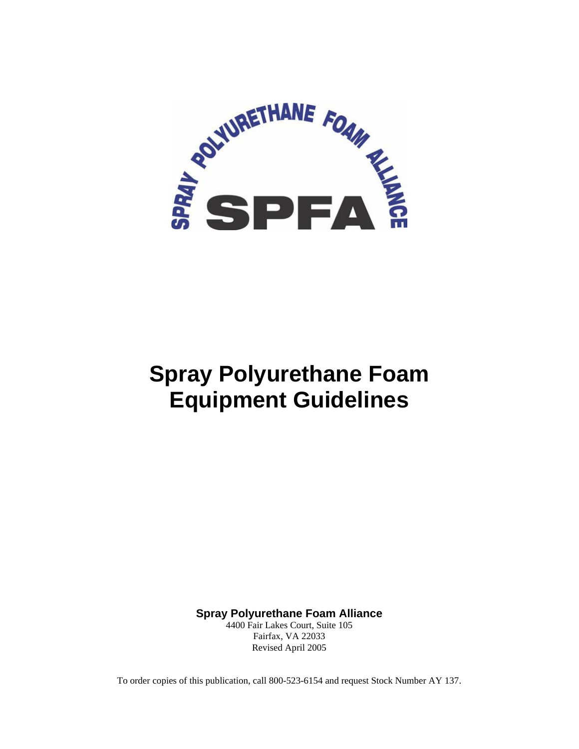# Spray Polyurethane Foam Equipment Guidelines

**Spray Polyurethane Foam Alliance**

4400 Fair Lakes Court, Suite 105
Fairfax, VA 22033
Revised April 2005

To order copies of this publication, call 800-523-6154 and request Stock Number AY 137.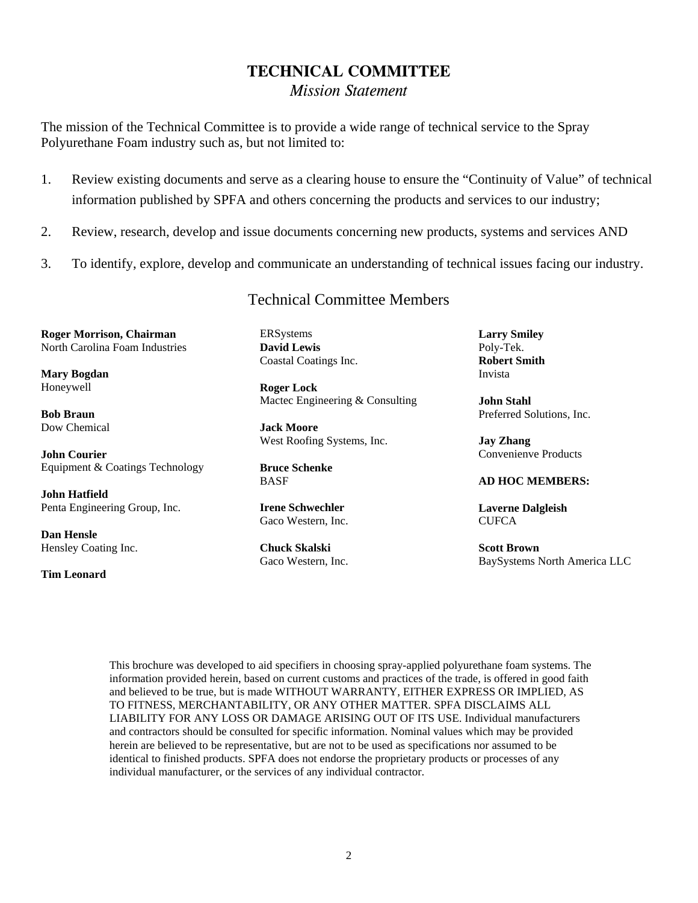# TECHNICAL COMMITTEE

*Mission Statement*

The mission of the Technical Committee is to provide a wide range of technical service to the Spray Polyurethane Foam industry such as, but not limited to:

1. Review existing documents and serve as a clearing house to ensure the "Continuity of Value" of technical information published by SPFA and others concerning the products and services to our industry;
2. Review, research, develop and issue documents concerning new products, systems and services AND
3. To identify, explore, develop and communicate an understanding of technical issues facing our industry.

## Technical Committee Members

**Roger Morrison, Chairman**
North Carolina Foam Industries

**Mary Bogdan**
Honeywell

**Bob Braun**
Dow Chemical

**John Courier**
Equipment & Coatings Technology

**John Hatfield**
Penta Engineering Group, Inc.

**Dan Hensle**
Hensley Coating Inc.

**Tim Leonard**
ERSystems

**David Lewis**
Coastal Coatings Inc.

**Roger Lock**
Mactec Engineering & Consulting

**Jack Moore**
West Roofing Systems, Inc.

**Bruce Schenke**
BASF

**Irene Schwechler**
Gaco Western, Inc.

**Chuck Skalski**
Gaco Western, Inc.

**Larry Smiley**
Poly-Tek.

**Robert Smith**
Invista

**John Stahl**
Preferred Solutions, Inc.

**Jay Zhang**
Convenienve Products

**AD HOC MEMBERS:**

**Laverne Dalgleish**
CUFCA

**Scott Brown**
BaySystems North America LLC

This brochure was developed to aid specifiers in choosing spray-applied polyurethane foam systems. The information provided herein, based on current customs and practices of the trade, is offered in good faith and believed to be true, but is made WITHOUT WARRANTY, EITHER EXPRESS OR IMPLIED, AS TO FITNESS, MERCHANTABILITY, OR ANY OTHER MATTER. SPFA DISCLAIMS ALL LIABILITY FOR ANY LOSS OR DAMAGE ARISING OUT OF ITS USE. Individual manufacturers and contractors should be consulted for specific information. Nominal values which may be provided herein are believed to be representative, but are not to be used as specifications nor assumed to be identical to finished products. SPFA does not endorse the proprietary products or processes of any individual manufacturer, or the services of any individual contractor.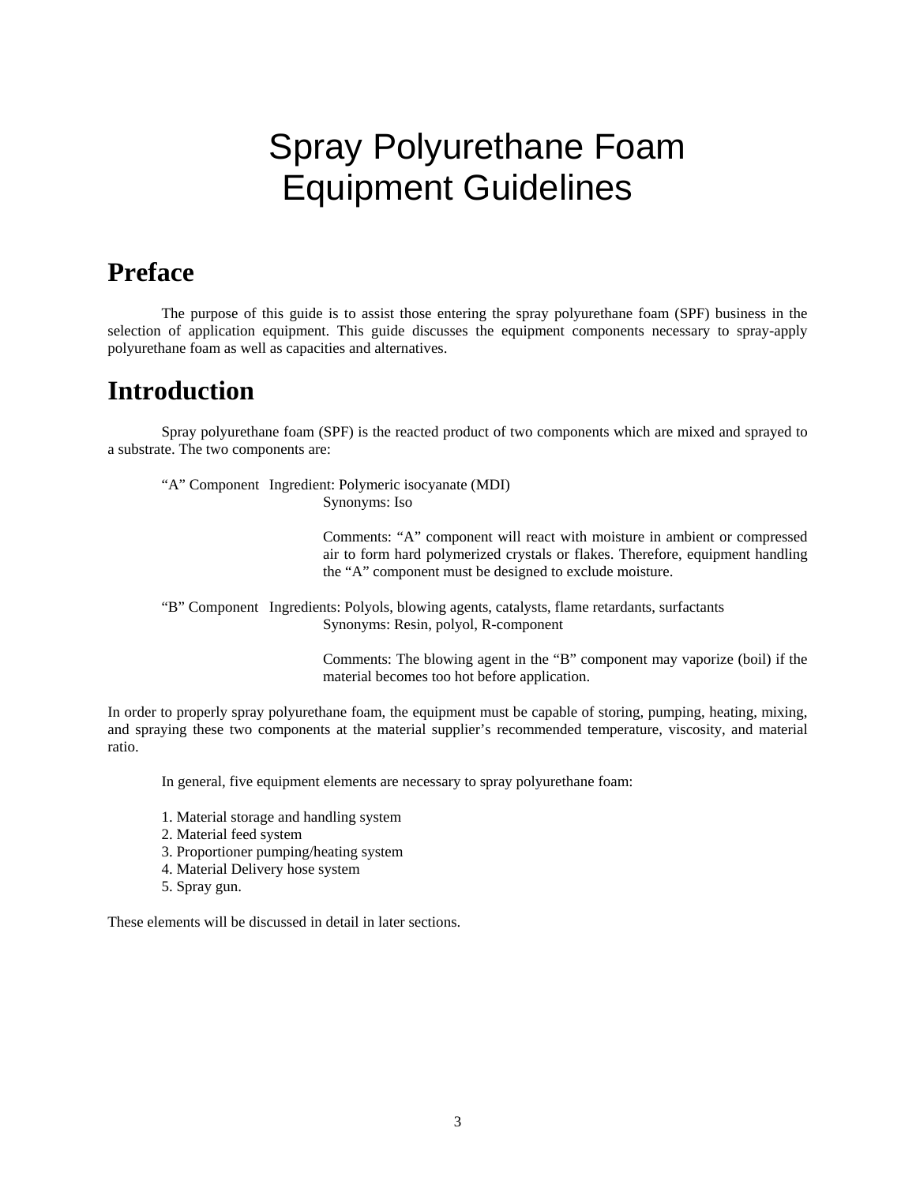# Spray Polyurethane Foam Equipment Guidelines

## Preface

The purpose of this guide is to assist those entering the spray polyurethane foam (SPF) business in the selection of application equipment. This guide discusses the equipment components necessary to spray-apply polyurethane foam as well as capacities and alternatives.

## Introduction

Spray polyurethane foam (SPF) is the reacted product of two components which are mixed and sprayed to a substrate. The two components are:

"A" Component Ingredient: Polymeric isocyanate (MDI)
Synonyms: Iso

Comments: "A" component will react with moisture in ambient or compressed air to form hard polymerized crystals or flakes. Therefore, equipment handling the "A" component must be designed to exclude moisture.

"B" Component Ingredients: Polyols, blowing agents, catalysts, flame retardants, surfactants
Synonyms: Resin, polyol, R-component

Comments: The blowing agent in the "B" component may vaporize (boil) if the material becomes too hot before application.

In order to properly spray polyurethane foam, the equipment must be capable of storing, pumping, heating, mixing, and spraying these two components at the material supplier's recommended temperature, viscosity, and material ratio.

In general, five equipment elements are necessary to spray polyurethane foam:

1. Material storage and handling system
2. Material feed system
3. Proportioner pumping/heating system
4. Material Delivery hose system
5. Spray gun.

These elements will be discussed in detail in later sections.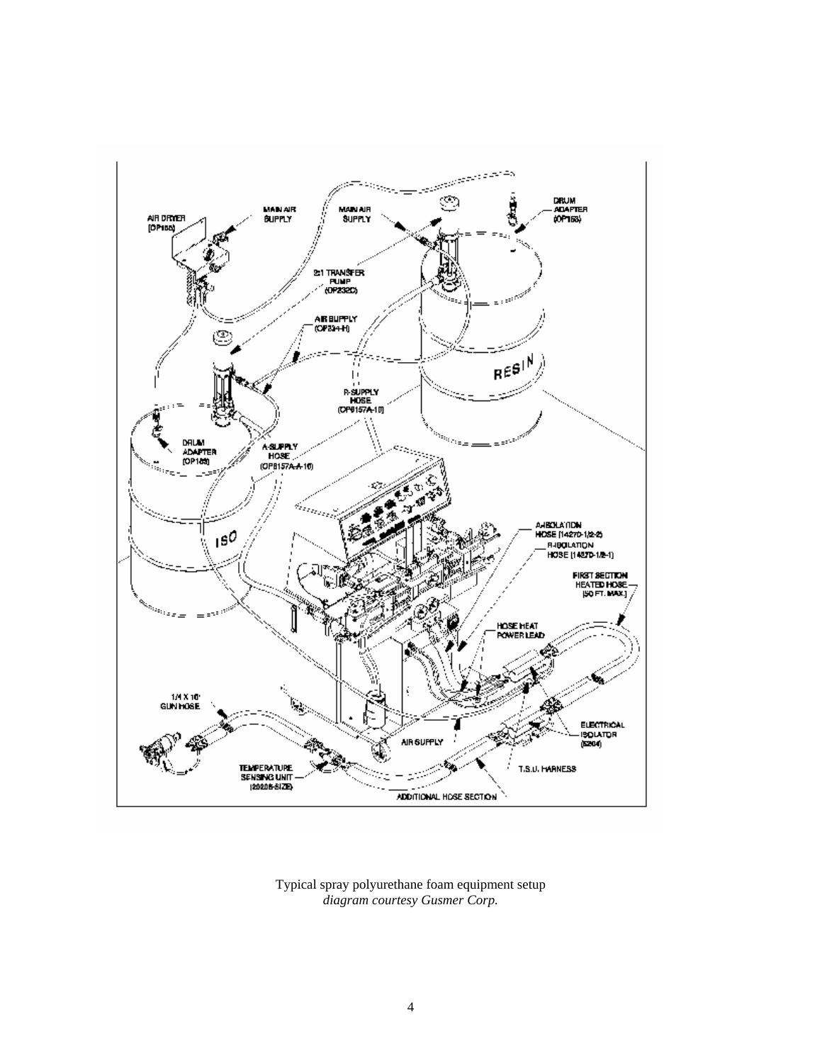Typical spray polyurethane foam equipment setup
*diagram courtesy Gusmer Corp.*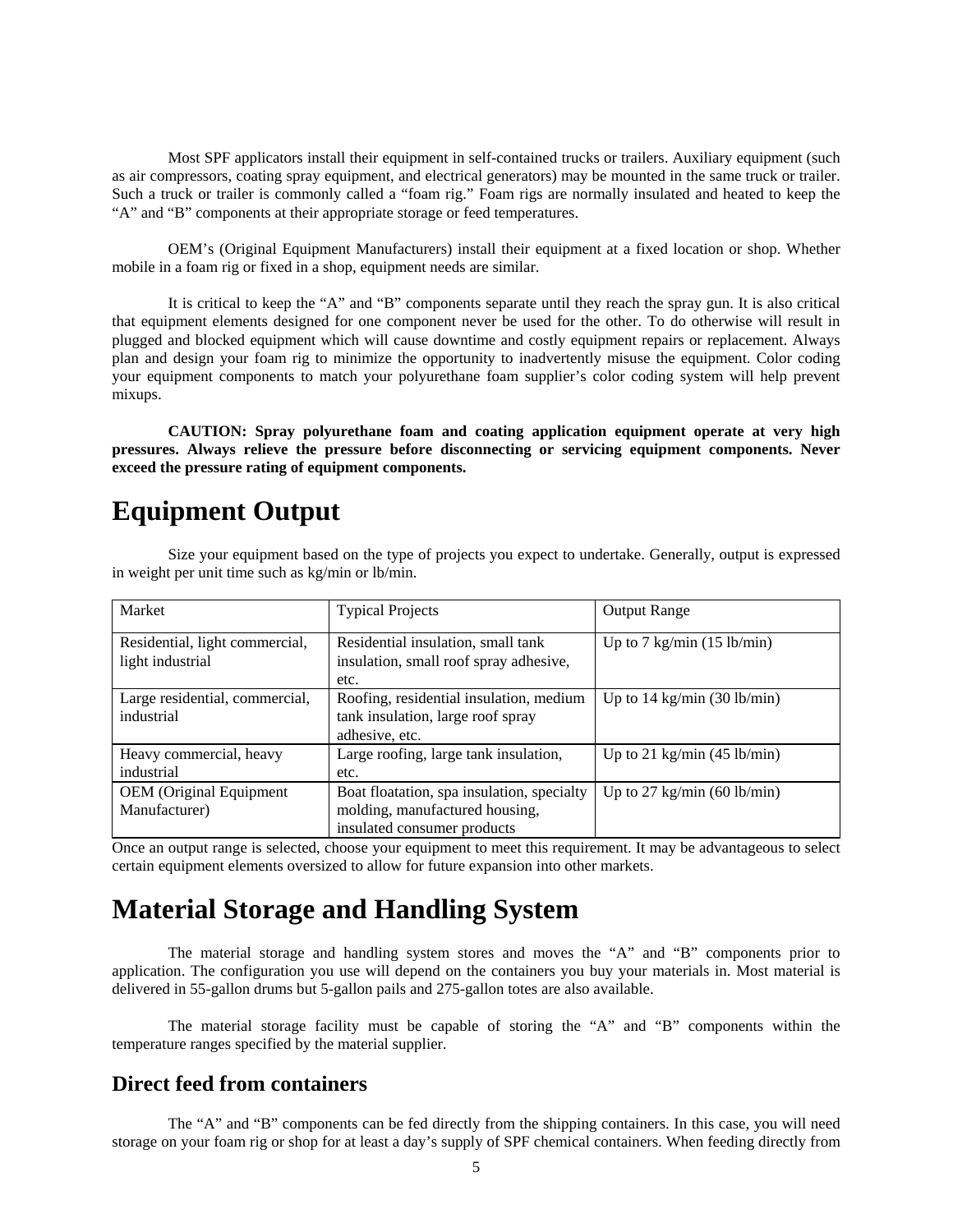Most SPF applicators install their equipment in self-contained trucks or trailers. Auxiliary equipment (such as air compressors, coating spray equipment, and electrical generators) may be mounted in the same truck or trailer. Such a truck or trailer is commonly called a "foam rig." Foam rigs are normally insulated and heated to keep the "A" and "B" components at their appropriate storage or feed temperatures.

OEM's (Original Equipment Manufacturers) install their equipment at a fixed location or shop. Whether mobile in a foam rig or fixed in a shop, equipment needs are similar.

It is critical to keep the "A" and "B" components separate until they reach the spray gun. It is also critical that equipment elements designed for one component never be used for the other. To do otherwise will result in plugged and blocked equipment which will cause downtime and costly equipment repairs or replacement. Always plan and design your foam rig to minimize the opportunity to inadvertently misuse the equipment. Color coding your equipment components to match your polyurethane foam supplier's color coding system will help prevent mixups.

**CAUTION: Spray polyurethane foam and coating application equipment operate at very high pressures. Always relieve the pressure before disconnecting or servicing equipment components. Never exceed the pressure rating of equipment components.**

# Equipment Output

Size your equipment based on the type of projects you expect to undertake. Generally, output is expressed in weight per unit time such as kg/min or lb/min.

| Market | Typical Projects | Output Range |
|---|---|---|
| Residential, light commercial, light industrial | Residential insulation, small tank insulation, small roof spray adhesive, etc. | Up to 7 kg/min (15 lb/min) |
| Large residential, commercial, industrial | Roofing, residential insulation, medium tank insulation, large roof spray adhesive, etc. | Up to 14 kg/min (30 lb/min) |
| Heavy commercial, heavy industrial | Large roofing, large tank insulation, etc. | Up to 21 kg/min (45 lb/min) |
| OEM (Original Equipment Manufacturer) | Boat floatation, spa insulation, specialty molding, manufactured housing, insulated consumer products | Up to 27 kg/min (60 lb/min) |

Once an output range is selected, choose your equipment to meet this requirement. It may be advantageous to select certain equipment elements oversized to allow for future expansion into other markets.

# Material Storage and Handling System

The material storage and handling system stores and moves the "A" and "B" components prior to application. The configuration you use will depend on the containers you buy your materials in. Most material is delivered in 55-gallon drums but 5-gallon pails and 275-gallon totes are also available.

The material storage facility must be capable of storing the "A" and "B" components within the temperature ranges specified by the material supplier.

## Direct feed from containers

The "A" and "B" components can be fed directly from the shipping containers. In this case, you will need storage on your foam rig or shop for at least a day's supply of SPF chemical containers. When feeding directly from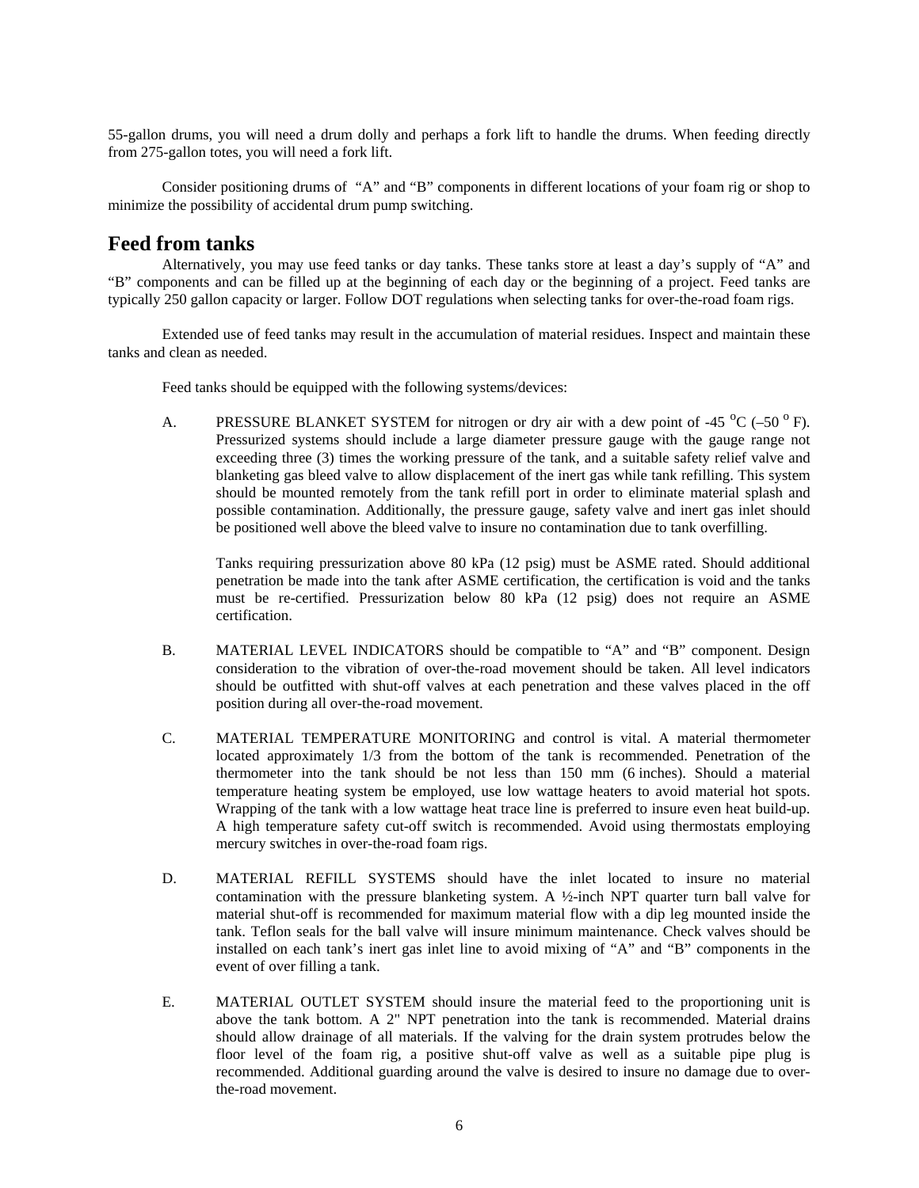55-gallon drums, you will need a drum dolly and perhaps a fork lift to handle the drums. When feeding directly from 275-gallon totes, you will need a fork lift.

Consider positioning drums of "A" and "B" components in different locations of your foam rig or shop to minimize the possibility of accidental drum pump switching.

## Feed from tanks

Alternatively, you may use feed tanks or day tanks. These tanks store at least a day's supply of "A" and "B" components and can be filled up at the beginning of each day or the beginning of a project. Feed tanks are typically 250 gallon capacity or larger. Follow DOT regulations when selecting tanks for over-the-road foam rigs.

Extended use of feed tanks may result in the accumulation of material residues. Inspect and maintain these tanks and clean as needed.

Feed tanks should be equipped with the following systems/devices:

A. PRESSURE BLANKET SYSTEM for nitrogen or dry air with a dew point of -45 $^{o}$C (–50 $^{o}$ F). Pressurized systems should include a large diameter pressure gauge with the gauge range not exceeding three (3) times the working pressure of the tank, and a suitable safety relief valve and blanketing gas bleed valve to allow displacement of the inert gas while tank refilling. This system should be mounted remotely from the tank refill port in order to eliminate material splash and possible contamination. Additionally, the pressure gauge, safety valve and inert gas inlet should be positioned well above the bleed valve to insure no contamination due to tank overfilling.

   Tanks requiring pressurization above 80 kPa (12 psig) must be ASME rated. Should additional penetration be made into the tank after ASME certification, the certification is void and the tanks must be re-certified. Pressurization below 80 kPa (12 psig) does not require an ASME certification.

B. MATERIAL LEVEL INDICATORS should be compatible to "A" and "B" component. Design consideration to the vibration of over-the-road movement should be taken. All level indicators should be outfitted with shut-off valves at each penetration and these valves placed in the off position during all over-the-road movement.

C. MATERIAL TEMPERATURE MONITORING and control is vital. A material thermometer located approximately 1/3 from the bottom of the tank is recommended. Penetration of the thermometer into the tank should be not less than 150 mm (6 inches). Should a material temperature heating system be employed, use low wattage heaters to avoid material hot spots. Wrapping of the tank with a low wattage heat trace line is preferred to insure even heat build-up. A high temperature safety cut-off switch is recommended. Avoid using thermostats employing mercury switches in over-the-road foam rigs.

D. MATERIAL REFILL SYSTEMS should have the inlet located to insure no material contamination with the pressure blanketing system. A ½-inch NPT quarter turn ball valve for material shut-off is recommended for maximum material flow with a dip leg mounted inside the tank. Teflon seals for the ball valve will insure minimum maintenance. Check valves should be installed on each tank's inert gas inlet line to avoid mixing of "A" and "B" components in the event of over filling a tank.

E. MATERIAL OUTLET SYSTEM should insure the material feed to the proportioning unit is above the tank bottom. A 2" NPT penetration into the tank is recommended. Material drains should allow drainage of all materials. If the valving for the drain system protrudes below the floor level of the foam rig, a positive shut-off valve as well as a suitable pipe plug is recommended. Additional guarding around the valve is desired to insure no damage due to over-the-road movement.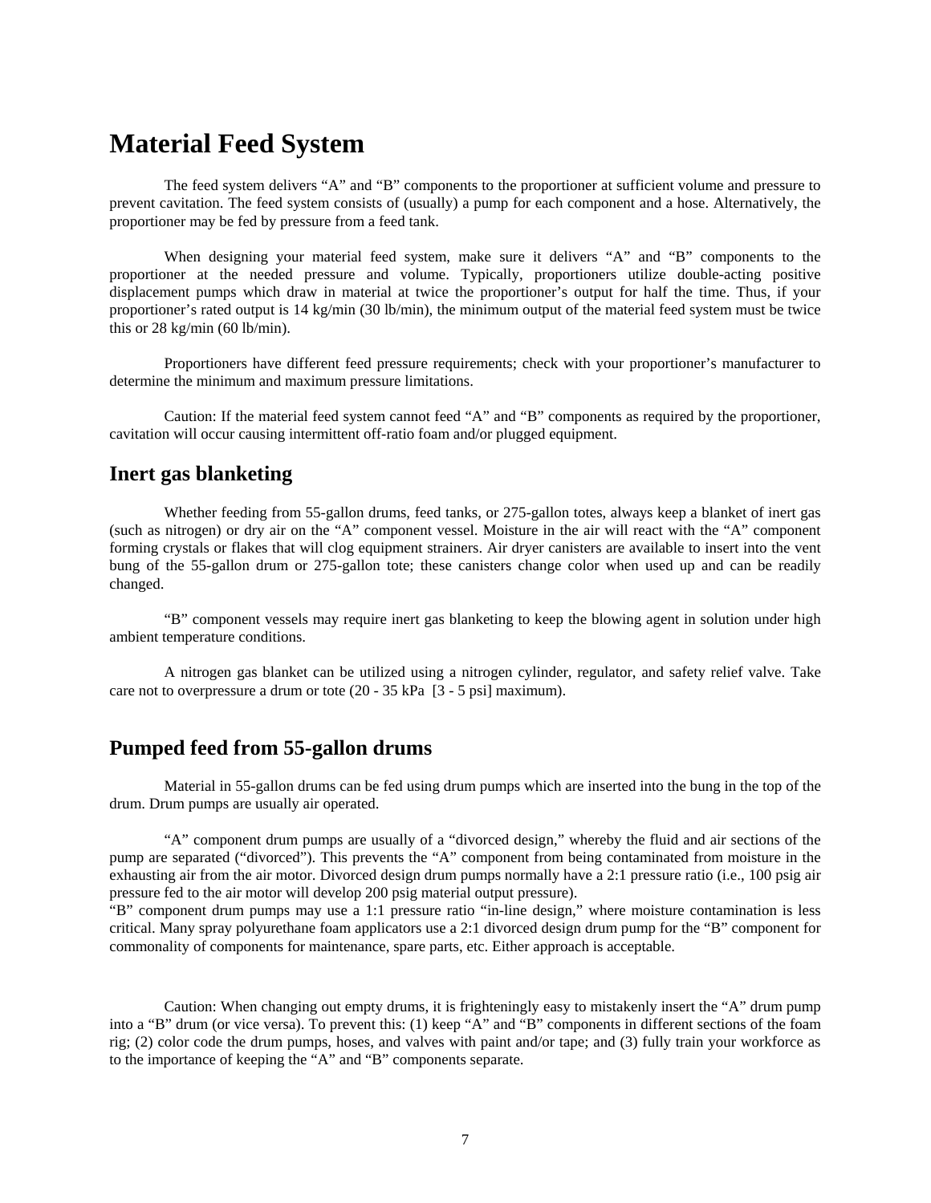# Material Feed System

The feed system delivers "A" and "B" components to the proportioner at sufficient volume and pressure to prevent cavitation. The feed system consists of (usually) a pump for each component and a hose. Alternatively, the proportioner may be fed by pressure from a feed tank.

When designing your material feed system, make sure it delivers "A" and "B" components to the proportioner at the needed pressure and volume. Typically, proportioners utilize double-acting positive displacement pumps which draw in material at twice the proportioner's output for half the time. Thus, if your proportioner's rated output is 14 kg/min (30 lb/min), the minimum output of the material feed system must be twice this or 28 kg/min (60 lb/min).

Proportioners have different feed pressure requirements; check with your proportioner's manufacturer to determine the minimum and maximum pressure limitations.

Caution: If the material feed system cannot feed "A" and "B" components as required by the proportioner, cavitation will occur causing intermittent off-ratio foam and/or plugged equipment.

## Inert gas blanketing

Whether feeding from 55-gallon drums, feed tanks, or 275-gallon totes, always keep a blanket of inert gas (such as nitrogen) or dry air on the "A" component vessel. Moisture in the air will react with the "A" component forming crystals or flakes that will clog equipment strainers. Air dryer canisters are available to insert into the vent bung of the 55-gallon drum or 275-gallon tote; these canisters change color when used up and can be readily changed.

"B" component vessels may require inert gas blanketing to keep the blowing agent in solution under high ambient temperature conditions.

A nitrogen gas blanket can be utilized using a nitrogen cylinder, regulator, and safety relief valve. Take care not to overpressure a drum or tote (20 - 35 kPa [3 - 5 psi] maximum).

## Pumped feed from 55-gallon drums

Material in 55-gallon drums can be fed using drum pumps which are inserted into the bung in the top of the drum. Drum pumps are usually air operated.

"A" component drum pumps are usually of a "divorced design," whereby the fluid and air sections of the pump are separated ("divorced"). This prevents the "A" component from being contaminated from moisture in the exhausting air from the air motor. Divorced design drum pumps normally have a 2:1 pressure ratio (i.e., 100 psig air pressure fed to the air motor will develop 200 psig material output pressure).
"B" component drum pumps may use a 1:1 pressure ratio "in-line design," where moisture contamination is less critical. Many spray polyurethane foam applicators use a 2:1 divorced design drum pump for the "B" component for commonality of components for maintenance, spare parts, etc. Either approach is acceptable.

Caution: When changing out empty drums, it is frighteningly easy to mistakenly insert the "A" drum pump into a "B" drum (or vice versa). To prevent this: (1) keep "A" and "B" components in different sections of the foam rig; (2) color code the drum pumps, hoses, and valves with paint and/or tape; and (3) fully train your workforce as to the importance of keeping the "A" and "B" components separate.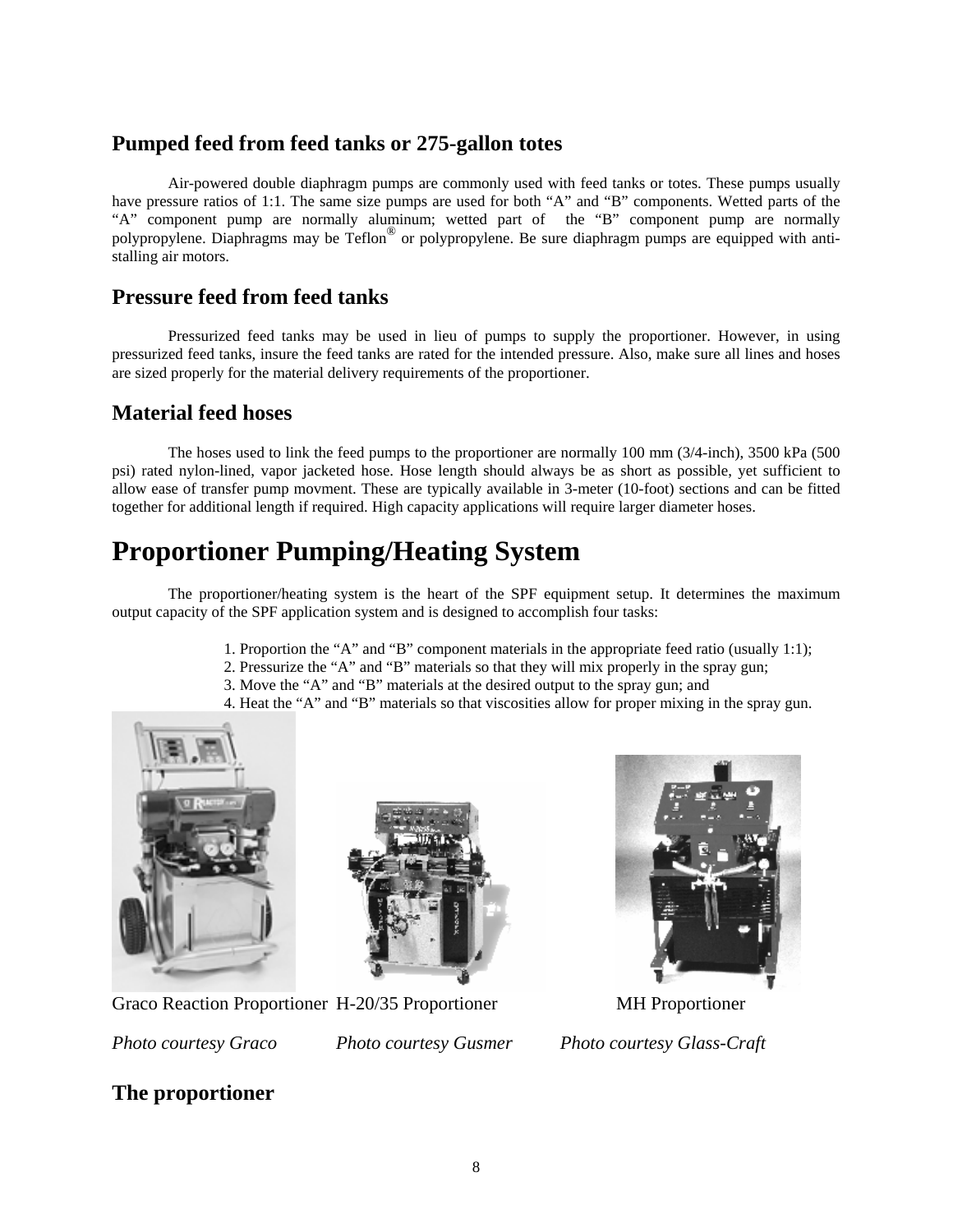### Pumped feed from feed tanks or 275-gallon totes

Air-powered double diaphragm pumps are commonly used with feed tanks or totes. These pumps usually have pressure ratios of 1:1. The same size pumps are used for both "A" and "B" components. Wetted parts of the "A" component pump are normally aluminum; wetted part of the "B" component pump are normally polypropylene. Diaphragms may be Teflon® or polypropylene. Be sure diaphragm pumps are equipped with anti-stalling air motors.

### Pressure feed from feed tanks

Pressurized feed tanks may be used in lieu of pumps to supply the proportioner. However, in using pressurized feed tanks, insure the feed tanks are rated for the intended pressure. Also, make sure all lines and hoses are sized properly for the material delivery requirements of the proportioner.

### Material feed hoses

The hoses used to link the feed pumps to the proportioner are normally 100 mm (3/4-inch), 3500 kPa (500 psi) rated nylon-lined, vapor jacketed hose. Hose length should always be as short as possible, yet sufficient to allow ease of transfer pump movment. These are typically available in 3-meter (10-foot) sections and can be fitted together for additional length if required. High capacity applications will require larger diameter hoses.

## Proportioner Pumping/Heating System

The proportioner/heating system is the heart of the SPF equipment setup. It determines the maximum output capacity of the SPF application system and is designed to accomplish four tasks:

1. Proportion the "A" and "B" component materials in the appropriate feed ratio (usually 1:1);
2. Pressurize the "A" and "B" materials so that they will mix properly in the spray gun;
3. Move the "A" and "B" materials at the desired output to the spray gun; and
4. Heat the "A" and "B" materials so that viscosities allow for proper mixing in the spray gun.

Graco Reaction Proportioner H-20/35 Proportioner MH Proportioner

*Photo courtesy Graco* *Photo courtesy Gusmer* *Photo courtesy Glass-Craft*

### The proportioner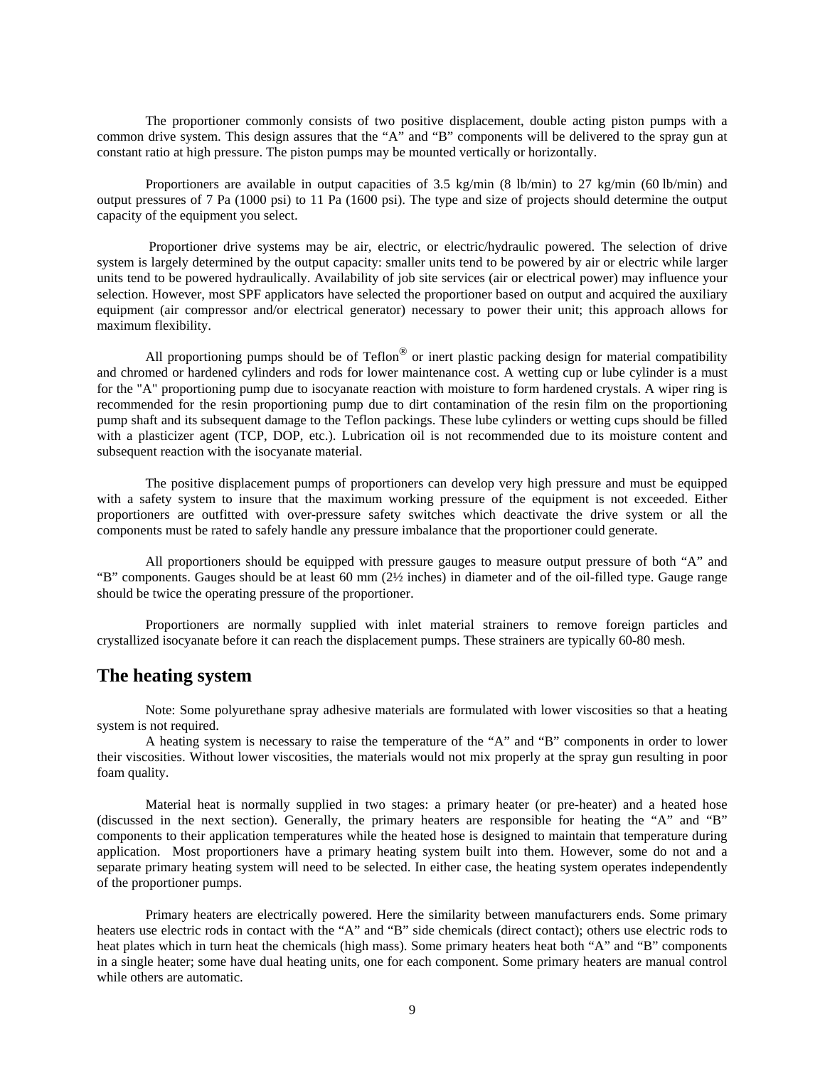The proportioner commonly consists of two positive displacement, double acting piston pumps with a common drive system. This design assures that the "A" and "B" components will be delivered to the spray gun at constant ratio at high pressure. The piston pumps may be mounted vertically or horizontally.

Proportioners are available in output capacities of 3.5 kg/min (8 lb/min) to 27 kg/min (60 lb/min) and output pressures of 7 Pa (1000 psi) to 11 Pa (1600 psi). The type and size of projects should determine the output capacity of the equipment you select.

Proportioner drive systems may be air, electric, or electric/hydraulic powered. The selection of drive system is largely determined by the output capacity: smaller units tend to be powered by air or electric while larger units tend to be powered hydraulically. Availability of job site services (air or electrical power) may influence your selection. However, most SPF applicators have selected the proportioner based on output and acquired the auxiliary equipment (air compressor and/or electrical generator) necessary to power their unit; this approach allows for maximum flexibility.

All proportioning pumps should be of Teflon® or inert plastic packing design for material compatibility and chromed or hardened cylinders and rods for lower maintenance cost. A wetting cup or lube cylinder is a must for the "A" proportioning pump due to isocyanate reaction with moisture to form hardened crystals. A wiper ring is recommended for the resin proportioning pump due to dirt contamination of the resin film on the proportioning pump shaft and its subsequent damage to the Teflon packings. These lube cylinders or wetting cups should be filled with a plasticizer agent (TCP, DOP, etc.). Lubrication oil is not recommended due to its moisture content and subsequent reaction with the isocyanate material.

The positive displacement pumps of proportioners can develop very high pressure and must be equipped with a safety system to insure that the maximum working pressure of the equipment is not exceeded. Either proportioners are outfitted with over-pressure safety switches which deactivate the drive system or all the components must be rated to safely handle any pressure imbalance that the proportioner could generate.

All proportioners should be equipped with pressure gauges to measure output pressure of both "A" and "B" components. Gauges should be at least 60 mm (2½ inches) in diameter and of the oil-filled type. Gauge range should be twice the operating pressure of the proportioner.

Proportioners are normally supplied with inlet material strainers to remove foreign particles and crystallized isocyanate before it can reach the displacement pumps. These strainers are typically 60-80 mesh.

## The heating system

Note: Some polyurethane spray adhesive materials are formulated with lower viscosities so that a heating system is not required.

A heating system is necessary to raise the temperature of the "A" and "B" components in order to lower their viscosities. Without lower viscosities, the materials would not mix properly at the spray gun resulting in poor foam quality.

Material heat is normally supplied in two stages: a primary heater (or pre-heater) and a heated hose (discussed in the next section). Generally, the primary heaters are responsible for heating the "A" and "B" components to their application temperatures while the heated hose is designed to maintain that temperature during application. Most proportioners have a primary heating system built into them. However, some do not and a separate primary heating system will need to be selected. In either case, the heating system operates independently of the proportioner pumps.

Primary heaters are electrically powered. Here the similarity between manufacturers ends. Some primary heaters use electric rods in contact with the "A" and "B" side chemicals (direct contact); others use electric rods to heat plates which in turn heat the chemicals (high mass). Some primary heaters heat both "A" and "B" components in a single heater; some have dual heating units, one for each component. Some primary heaters are manual control while others are automatic.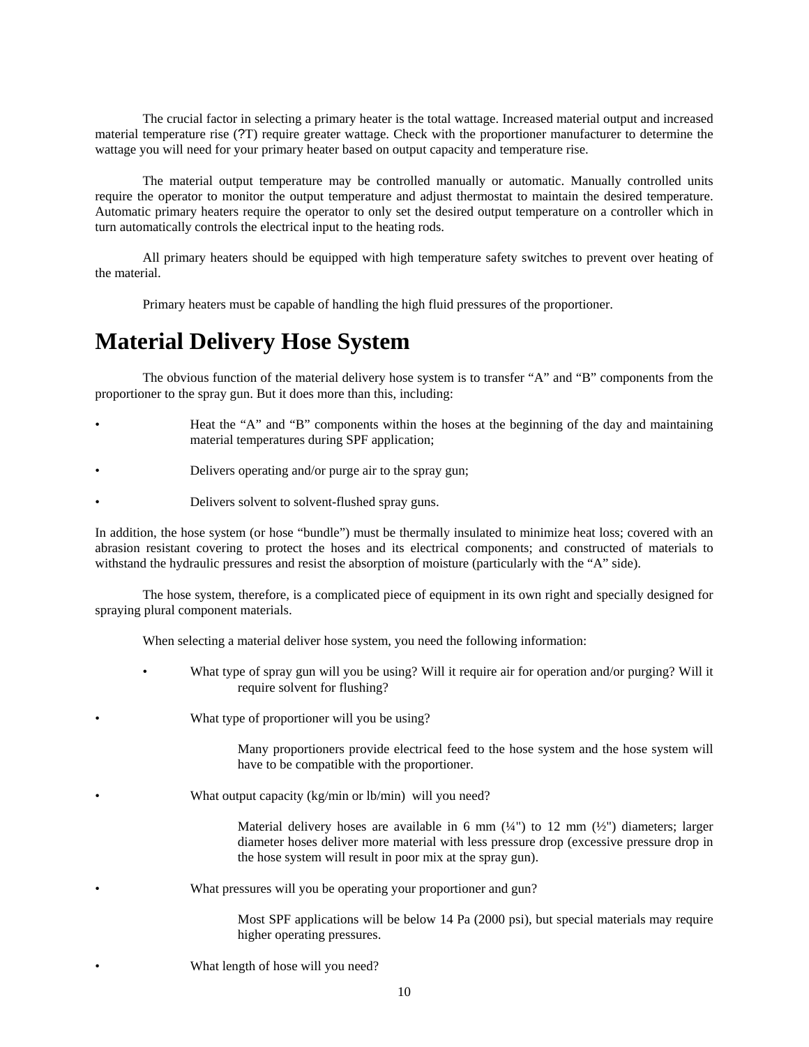The crucial factor in selecting a primary heater is the total wattage. Increased material output and increased material temperature rise (?T) require greater wattage. Check with the proportioner manufacturer to determine the wattage you will need for your primary heater based on output capacity and temperature rise.

The material output temperature may be controlled manually or automatic. Manually controlled units require the operator to monitor the output temperature and adjust thermostat to maintain the desired temperature. Automatic primary heaters require the operator to only set the desired output temperature on a controller which in turn automatically controls the electrical input to the heating rods.

All primary heaters should be equipped with high temperature safety switches to prevent over heating of the material.

Primary heaters must be capable of handling the high fluid pressures of the proportioner.

# Material Delivery Hose System

The obvious function of the material delivery hose system is to transfer “A” and “B” components from the proportioner to the spray gun. But it does more than this, including:

- Heat the “A” and “B” components within the hoses at the beginning of the day and maintaining material temperatures during SPF application;
- Delivers operating and/or purge air to the spray gun;
- Delivers solvent to solvent-flushed spray guns.

In addition, the hose system (or hose “bundle”) must be thermally insulated to minimize heat loss; covered with an abrasion resistant covering to protect the hoses and its electrical components; and constructed of materials to withstand the hydraulic pressures and resist the absorption of moisture (particularly with the “A” side).

The hose system, therefore, is a complicated piece of equipment in its own right and specially designed for spraying plural component materials.

When selecting a material deliver hose system, you need the following information:

- What type of spray gun will you be using? Will it require air for operation and/or purging? Will it require solvent for flushing?
- What type of proportioner will you be using?

  Many proportioners provide electrical feed to the hose system and the hose system will have to be compatible with the proportioner.

- What output capacity (kg/min or lb/min) will you need?

  Material delivery hoses are available in 6 mm (¼") to 12 mm (½") diameters; larger diameter hoses deliver more material with less pressure drop (excessive pressure drop in the hose system will result in poor mix at the spray gun).

- What pressures will you be operating your proportioner and gun?

  Most SPF applications will be below 14 Pa (2000 psi), but special materials may require higher operating pressures.

- What length of hose will you need?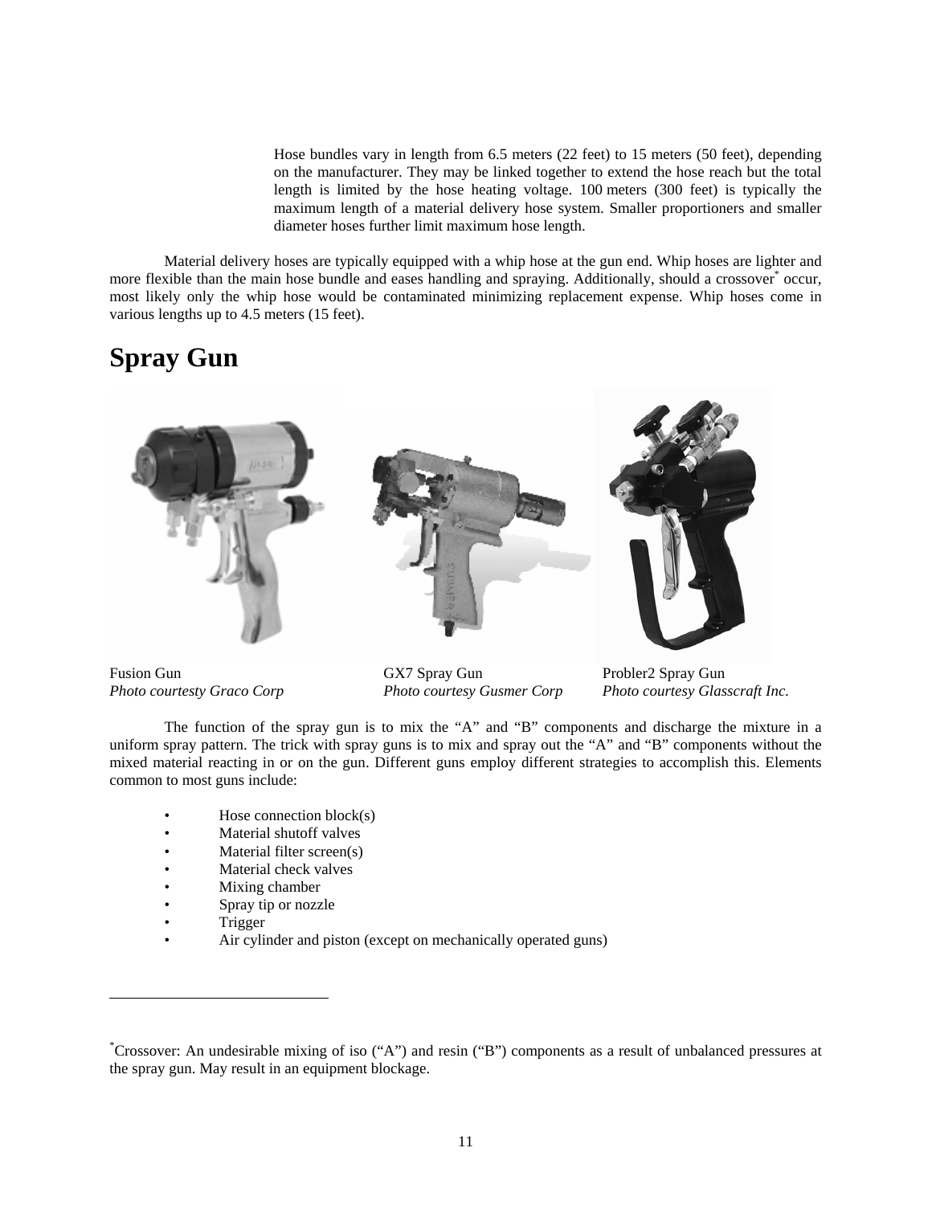Hose bundles vary in length from 6.5 meters (22 feet) to 15 meters (50 feet), depending on the manufacturer. They may be linked together to extend the hose reach but the total length is limited by the hose heating voltage. 100 meters (300 feet) is typically the maximum length of a material delivery hose system. Smaller proportioners and smaller diameter hoses further limit maximum hose length.

Material delivery hoses are typically equipped with a whip hose at the gun end. Whip hoses are lighter and more flexible than the main hose bundle and eases handling and spraying. Additionally, should a crossover* occur, most likely only the whip hose would be contaminated minimizing replacement expense. Whip hoses come in various lengths up to 4.5 meters (15 feet).

# Spray Gun

Fusion Gun
*Photo courtesty Graco Corp*

GX7 Spray Gun
*Photo courtesy Gusmer Corp*

Probler2 Spray Gun
*Photo courtesy Glasscraft Inc.*

The function of the spray gun is to mix the "A" and "B" components and discharge the mixture in a uniform spray pattern. The trick with spray guns is to mix and spray out the "A" and "B" components without the mixed material reacting in or on the gun. Different guns employ different strategies to accomplish this. Elements common to most guns include:

- Hose connection block(s)
- Material shutoff valves
- Material filter screen(s)
- Material check valves
- Mixing chamber
- Spray tip or nozzle
- Trigger
- Air cylinder and piston (except on mechanically operated guns)

---

*Crossover: An undesirable mixing of iso ("A") and resin ("B") components as a result of unbalanced pressures at the spray gun. May result in an equipment blockage.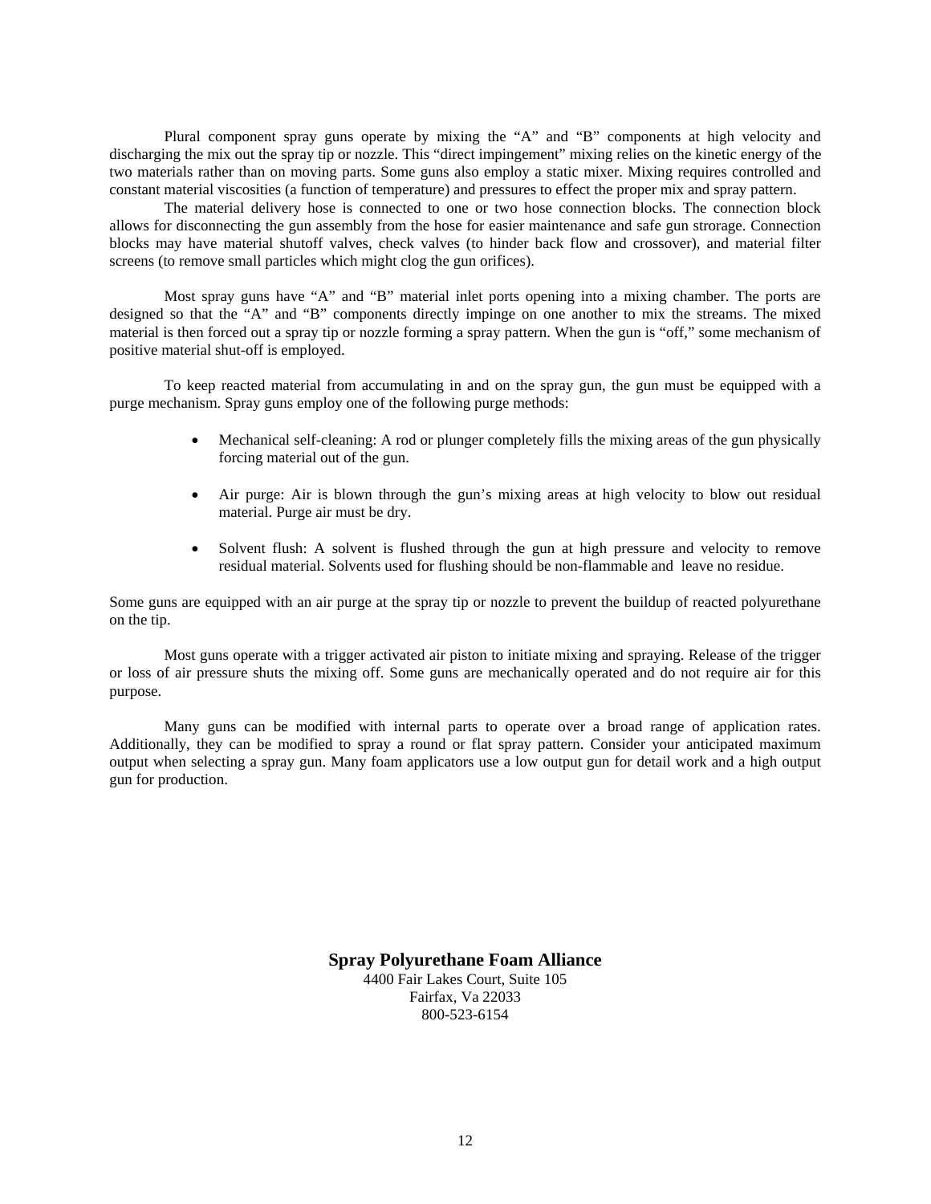Plural component spray guns operate by mixing the “A” and “B” components at high velocity and discharging the mix out the spray tip or nozzle. This “direct impingement” mixing relies on the kinetic energy of the two materials rather than on moving parts. Some guns also employ a static mixer. Mixing requires controlled and constant material viscosities (a function of temperature) and pressures to effect the proper mix and spray pattern.

The material delivery hose is connected to one or two hose connection blocks. The connection block allows for disconnecting the gun assembly from the hose for easier maintenance and safe gun strorage. Connection blocks may have material shutoff valves, check valves (to hinder back flow and crossover), and material filter screens (to remove small particles which might clog the gun orifices).

Most spray guns have “A” and “B” material inlet ports opening into a mixing chamber. The ports are designed so that the “A” and “B” components directly impinge on one another to mix the streams. The mixed material is then forced out a spray tip or nozzle forming a spray pattern. When the gun is “off,” some mechanism of positive material shut-off is employed.

To keep reacted material from accumulating in and on the spray gun, the gun must be equipped with a purge mechanism. Spray guns employ one of the following purge methods:

- Mechanical self-cleaning: A rod or plunger completely fills the mixing areas of the gun physically forcing material out of the gun.
- Air purge: Air is blown through the gun’s mixing areas at high velocity to blow out residual material. Purge air must be dry.
- Solvent flush: A solvent is flushed through the gun at high pressure and velocity to remove residual material. Solvents used for flushing should be non-flammable and leave no residue.

Some guns are equipped with an air purge at the spray tip or nozzle to prevent the buildup of reacted polyurethane on the tip.

Most guns operate with a trigger activated air piston to initiate mixing and spraying. Release of the trigger or loss of air pressure shuts the mixing off. Some guns are mechanically operated and do not require air for this purpose.

Many guns can be modified with internal parts to operate over a broad range of application rates. Additionally, they can be modified to spray a round or flat spray pattern. Consider your anticipated maximum output when selecting a spray gun. Many foam applicators use a low output gun for detail work and a high output gun for production.

**Spray Polyurethane Foam Alliance**
4400 Fair Lakes Court, Suite 105
Fairfax, Va 22033
800-523-6154